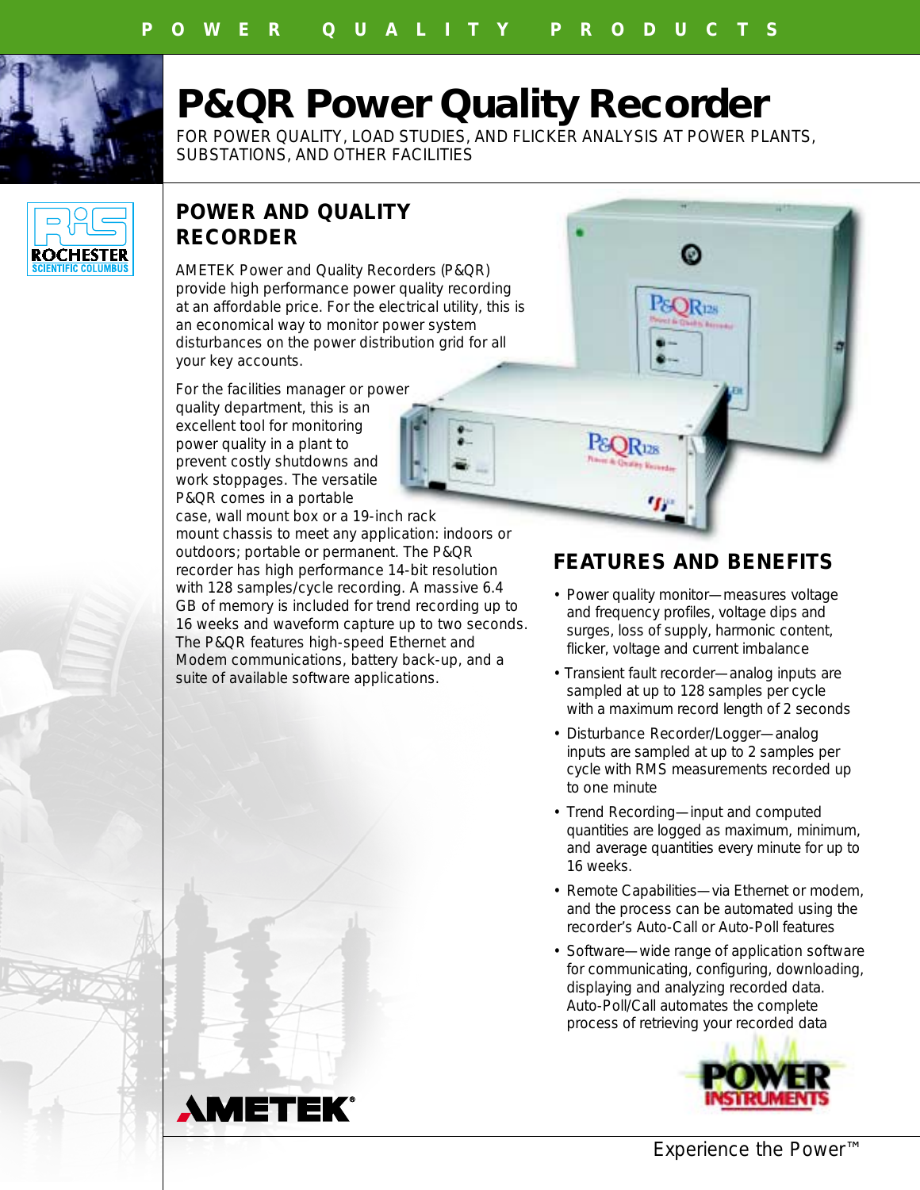# P&QR Power Quality Recorder

FOR POWER QUALITY, LOAD STUDIES, AND FLICKER ANALYSIS AT POWER PLANTS, SUBSTATIONS, AND OTHER FACILITIES

## POWER AND QUALITY RECORDER

AMETEK Power and Quality Recorders (P&QR) provide high performance power quality recording at an affordable price. For the electrical utility, this is an economical way to monitor power system disturbances on the power distribution grid for all your key accounts.

For the facilities manager or power quality department, this is an excellent tool for monitoring power quality in a plant to prevent costly shutdowns and work stoppages. The versatile P&QR comes in a portable case, wall mount box or a 19-inch rack mount chassis to meet any application: indoors or outdoors; portable or permanent. The P&QR recorder has high performance 14-bit resolution with 128 samples/cycle recording. A massive 6.4 GB of memory is included for trend recording up to 16 weeks and waveform capture up to two seconds. The P&QR features high-speed Ethernet and Modem communications, battery back-up, and a suite of available software applications.

## FEATURES AND BENEFITS

- Power quality monitor—measures voltage and frequency profiles, voltage dips and surges, loss of supply, harmonic content, flicker, voltage and current imbalance
- Transient fault recorder—analog inputs are sampled at up to 128 samples per cycle with a maximum record length of 2 seconds
- Disturbance Recorder/Logger—analog inputs are sampled at up to 2 samples per cycle with RMS measurements recorded up to one minute
- Trend Recording—input and computed quantities are logged as maximum, minimum, and average quantities every minute for up to 16 weeks.
- Remote Capabilities—via Ethernet or modem, and the process can be automated using the recorder's Auto-Call or Auto-Poll features
- Software—wide range of application software for communicating, configuring, downloading, displaying and analyzing recorded data. Auto-Poll/Call automates the complete process of retrieving your recorded data

Experience the Power™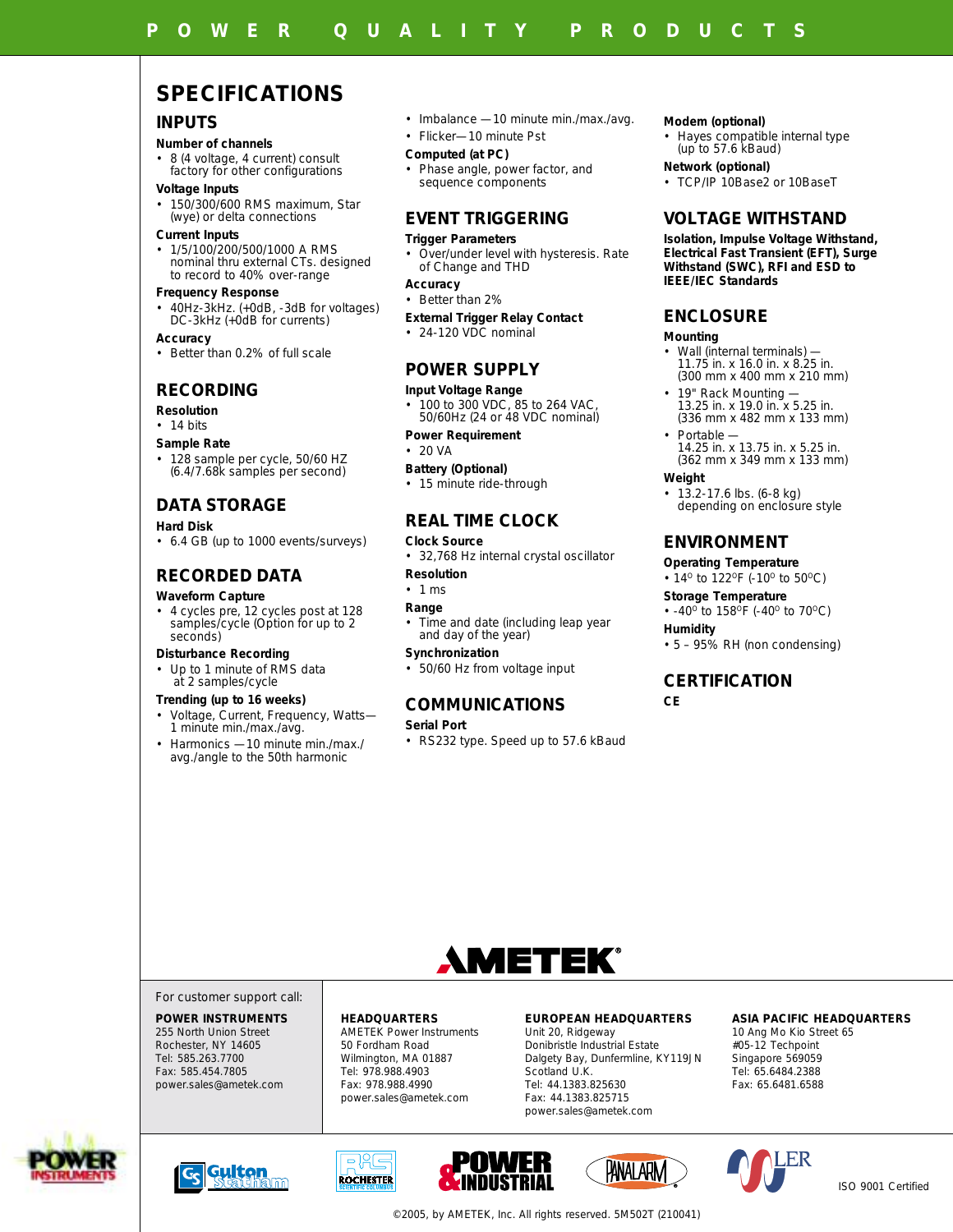# SPECIFICATIONS

## INPUTS

**Number of channels**

- 8 (4 voltage, 4 current) consult factory for other configurations

**Voltage Inputs**

- 150/300/600 RMS maximum, Star (wye) or delta connections

**Current Inputs**

- 1/5/100/200/500/1000 A RMS nominal thru external CTs. designed to record to 40% over-range

**Frequency Response**

- 40Hz-3kHz. (+0dB, -3dB for voltages) DC-3kHz (+0dB for currents)

**Accuracy**

- Better than 0.2% of full scale

## RECORDING

**Resolution**

- 14 bits

**Sample Rate**

- 128 sample per cycle, 50/60 HZ (6.4/7.68k samples per second)

## DATA STORAGE

**Hard Disk**

- 6.4 GB (up to 1000 events/surveys)

## RECORDED DATA

**Waveform Capture**

- 4 cycles pre, 12 cycles post at 128 samples/cycle (Option for up to 2 seconds)

**Disturbance Recording**

- Up to 1 minute of RMS data at 2 samples/cycle

**Trending (up to 16 weeks)**

- Voltage, Current, Frequency, Watts—1 minute min./max./avg.
- Harmonics —10 minute min./max./avg./angle to the 50th harmonic
- Imbalance —10 minute min./max./avg.
- Flicker—10 minute Pst

**Computed (at PC)**

- Phase angle, power factor, and sequence components

## EVENT TRIGGERING

**Trigger Parameters**

- Over/under level with hysteresis. Rate of Change and THD

**Accuracy**

- Better than 2%

**External Trigger Relay Contact**

- 24-120 VDC nominal

## POWER SUPPLY

**Input Voltage Range**

- 100 to 300 VDC, 85 to 264 VAC, 50/60Hz (24 or 48 VDC nominal)

**Power Requirement**

- 20 VA

**Battery (Optional)**

- 15 minute ride-through

## REAL TIME CLOCK

**Clock Source**

- 32,768 Hz internal crystal oscillator

**Resolution**

- 1 ms

**Range**

- Time and date (including leap year and day of the year)

**Synchronization**

- 50/60 Hz from voltage input

## COMMUNICATIONS

**Serial Port**

- RS232 type. Speed up to 57.6 kBaud

**Modem (optional)**

- Hayes compatible internal type (up to 57.6 kBaud)

**Network (optional)**

- TCP/IP 10Base2 or 10BaseT

## VOLTAGE WITHSTAND

**Isolation, Impulse Voltage Withstand, Electrical Fast Transient (EFT), Surge Withstand (SWC), RFI and ESD to IEEE/IEC Standards**

## ENCLOSURE

**Mounting**

- Wall (internal terminals) — 11.75 in. x 16.0 in. x 8.25 in. (300 mm x 400 mm x 210 mm)
- 19" Rack Mounting — 13.25 in. x 19.0 in. x 5.25 in. (336 mm x 482 mm x 133 mm)
- Portable — 14.25 in. x 13.75 in. x 5.25 in. (362 mm x 349 mm x 133 mm)

**Weight**

- 13.2-17.6 lbs. (6-8 kg) depending on enclosure style

## ENVIRONMENT

**Operating Temperature**

- $14^o$ to $122^oF$ ($-10^o$ to $50^oC$)

**Storage Temperature**

- $-40^o$ to $158^oF$ ($-40^o$ to $70^oC$)

**Humidity**

- 5 – 95% RH (non condensing)

## CERTIFICATION

**CE**

AMETEK®

For customer support call:

**POWER INSTRUMENTS**
255 North Union Street
Rochester, NY 14605
Tel: 585.263.7700
Fax: 585.454.7805
power.sales@ametek.com

**HEADQUARTERS**
AMETEK Power Instruments
50 Fordham Road
Wilmington, MA 01887
Tel: 978.988.4903
Fax: 978.988.4990
power.sales@ametek.com

**EUROPEAN HEADQUARTERS**
Unit 20, Ridgeway
Donibristle Industrial Estate
Dalgety Bay, Dunfermline, KY119JN
Scotland U.K.
Tel: 44.1383.825630
Fax: 44.1383.825715
power.sales@ametek.com

**ASIA PACIFIC HEADQUARTERS**
10 Ang Mo Kio Street 65
#05-12 Techpoint
Singapore 569059
Tel: 65.6484.2388
Fax: 65.6481.6588

ISO 9001 Certified

©2005, by AMETEK, Inc. All rights reserved. 5M502T (210041)